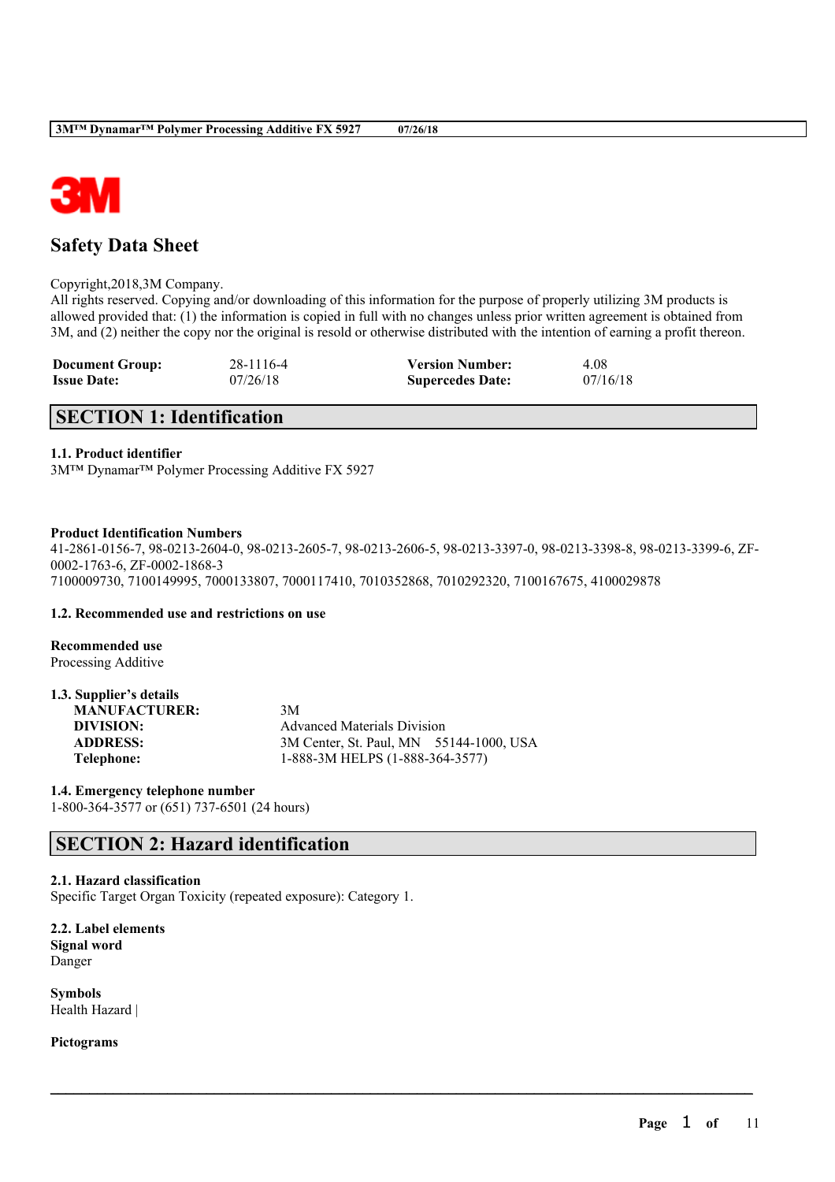# Safety Data Sheet

Copyright,2018,3M Company.
All rights reserved. Copying and/or downloading of this information for the purpose of properly utilizing 3M products is allowed provided that: (1) the information is copied in full with no changes unless prior written agreement is obtained from 3M, and (2) neither the copy nor the original is resold or otherwise distributed with the intention of earning a profit thereon.

| | | | |
|---|---|---|---|
| **Document Group:** | 28-1116-4 | **Version Number:** | 4.08 |
| **Issue Date:** | 07/26/18 | **Supercedes Date:** | 07/16/18 |

## SECTION 1: Identification

### 1.1. Product identifier
3M™ Dynamar™ Polymer Processing Additive FX 5927

**Product Identification Numbers**
41-2861-0156-7, 98-0213-2604-0, 98-0213-2605-7, 98-0213-2606-5, 98-0213-3397-0, 98-0213-3398-8, 98-0213-3399-6, ZF-0002-1763-6, ZF-0002-1868-3
7100009730, 7100149995, 7000133807, 7000117410, 7010352868, 7010292320, 7100167675, 4100029878

### 1.2. Recommended use and restrictions on use

**Recommended use**
Processing Additive

### 1.3. Supplier's details

| | |
|---|---|
| **MANUFACTURER:** | 3M |
| **DIVISION:** | Advanced Materials Division |
| **ADDRESS:** | 3M Center, St. Paul, MN 55144-1000, USA |
| **Telephone:** | 1-888-3M HELPS (1-888-364-3577) |

### 1.4. Emergency telephone number
1-800-364-3577 or (651) 737-6501 (24 hours)

## SECTION 2: Hazard identification

### 2.1. Hazard classification
Specific Target Organ Toxicity (repeated exposure): Category 1.

### 2.2. Label elements
**Signal word**
Danger

**Symbols**
Health Hazard |

**Pictograms**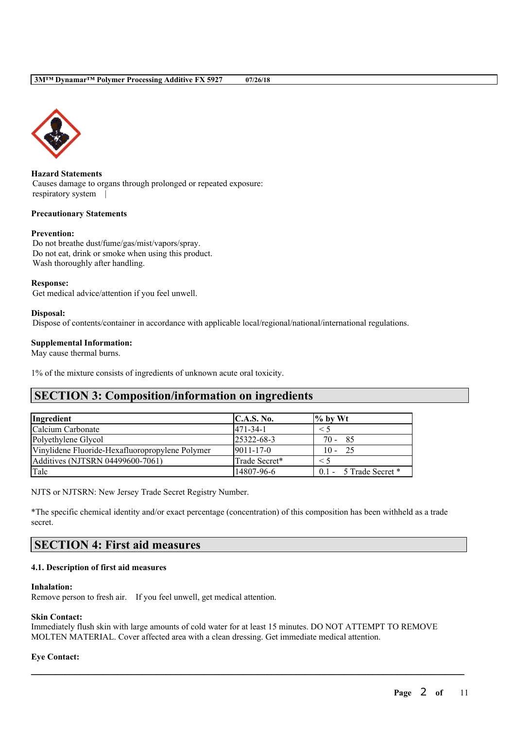**Hazard Statements**

Causes damage to organs through prolonged or repeated exposure: respiratory system |

**Precautionary Statements**

**Prevention:**

Do not breathe dust/fume/gas/mist/vapors/spray.
Do not eat, drink or smoke when using this product.
Wash thoroughly after handling.

**Response:**

Get medical advice/attention if you feel unwell.

**Disposal:**

Dispose of contents/container in accordance with applicable local/regional/national/international regulations.

**Supplemental Information:**

May cause thermal burns.

1% of the mixture consists of ingredients of unknown acute oral toxicity.

## SECTION 3: Composition/information on ingredients

| Ingredient | C.A.S. No. | % by Wt |
|---|---|---|
| Calcium Carbonate | 471-34-1 | < 5 |
| Polyethylene Glycol | 25322-68-3 | 70 - 85 |
| Vinylidene Fluoride-Hexafluoropropylene Polymer | 9011-17-0 | 10 - 25 |
| Additives (NJTSRN 04499600-7061) | Trade Secret* | < 5 |
| Talc | 14807-96-6 | 0.1 - 5 Trade Secret * |

NJTS or NJTSRN: New Jersey Trade Secret Registry Number.

*The specific chemical identity and/or exact percentage (concentration) of this composition has been withheld as a trade secret.

## SECTION 4: First aid measures

### 4.1. Description of first aid measures

**Inhalation:**

Remove person to fresh air. If you feel unwell, get medical attention.

**Skin Contact:**

Immediately flush skin with large amounts of cold water for at least 15 minutes. DO NOT ATTEMPT TO REMOVE MOLTEN MATERIAL. Cover affected area with a clean dressing. Get immediate medical attention.

**Eye Contact:**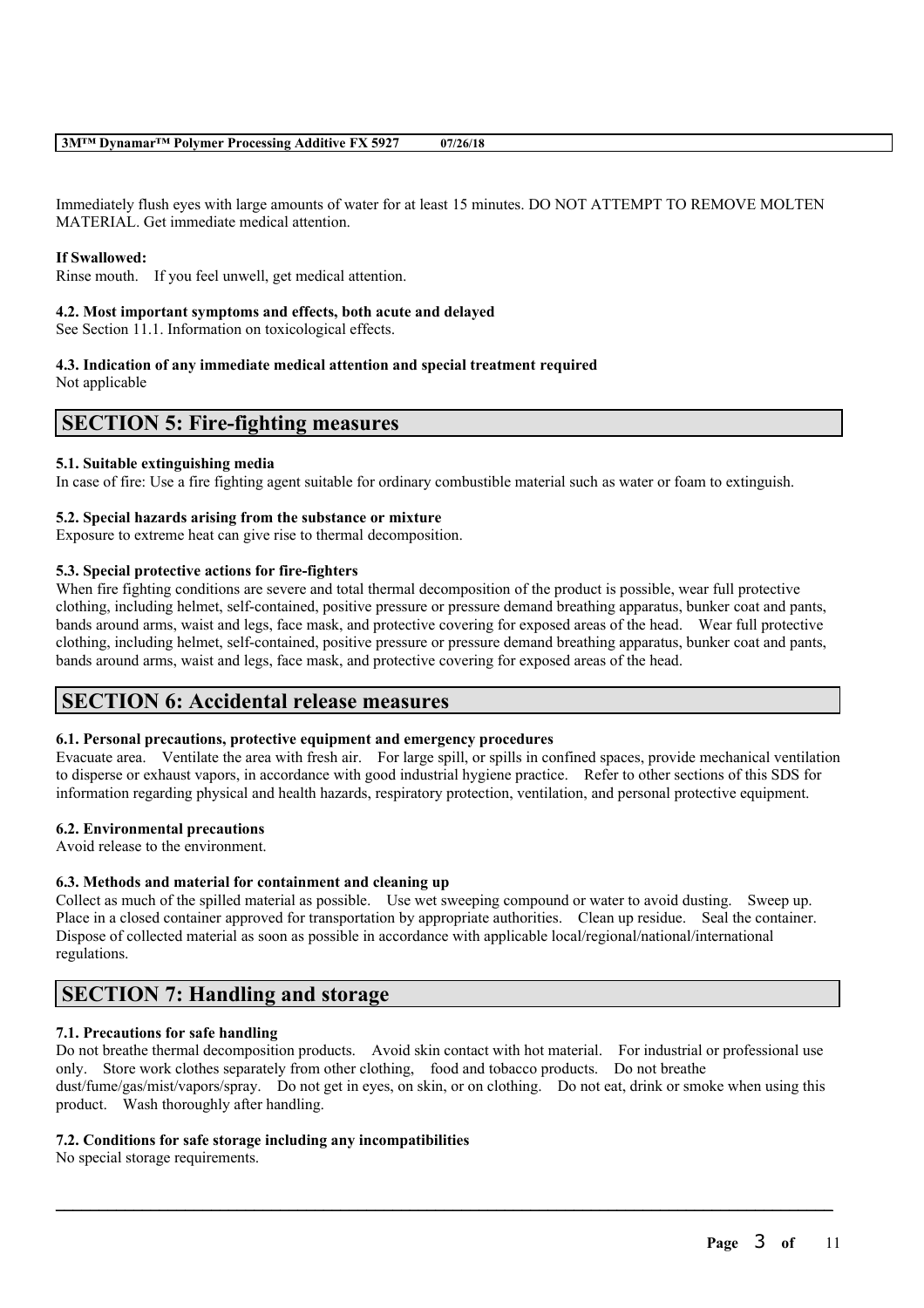Immediately flush eyes with large amounts of water for at least 15 minutes. DO NOT ATTEMPT TO REMOVE MOLTEN MATERIAL. Get immediate medical attention.

**If Swallowed:**
Rinse mouth. If you feel unwell, get medical attention.

**4.2. Most important symptoms and effects, both acute and delayed**
See Section 11.1. Information on toxicological effects.

**4.3. Indication of any immediate medical attention and special treatment required**
Not applicable

## SECTION 5: Fire-fighting measures

**5.1. Suitable extinguishing media**
In case of fire: Use a fire fighting agent suitable for ordinary combustible material such as water or foam to extinguish.

**5.2. Special hazards arising from the substance or mixture**
Exposure to extreme heat can give rise to thermal decomposition.

**5.3. Special protective actions for fire-fighters**
When fire fighting conditions are severe and total thermal decomposition of the product is possible, wear full protective clothing, including helmet, self-contained, positive pressure or pressure demand breathing apparatus, bunker coat and pants, bands around arms, waist and legs, face mask, and protective covering for exposed areas of the head. Wear full protective clothing, including helmet, self-contained, positive pressure or pressure demand breathing apparatus, bunker coat and pants, bands around arms, waist and legs, face mask, and protective covering for exposed areas of the head.

## SECTION 6: Accidental release measures

**6.1. Personal precautions, protective equipment and emergency procedures**
Evacuate area. Ventilate the area with fresh air. For large spill, or spills in confined spaces, provide mechanical ventilation to disperse or exhaust vapors, in accordance with good industrial hygiene practice. Refer to other sections of this SDS for information regarding physical and health hazards, respiratory protection, ventilation, and personal protective equipment.

**6.2. Environmental precautions**
Avoid release to the environment.

**6.3. Methods and material for containment and cleaning up**
Collect as much of the spilled material as possible. Use wet sweeping compound or water to avoid dusting. Sweep up. Place in a closed container approved for transportation by appropriate authorities. Clean up residue. Seal the container. Dispose of collected material as soon as possible in accordance with applicable local/regional/national/international regulations.

## SECTION 7: Handling and storage

**7.1. Precautions for safe handling**
Do not breathe thermal decomposition products. Avoid skin contact with hot material. For industrial or professional use only. Store work clothes separately from other clothing, food and tobacco products. Do not breathe dust/fume/gas/mist/vapors/spray. Do not get in eyes, on skin, or on clothing. Do not eat, drink or smoke when using this product. Wash thoroughly after handling.

**7.2. Conditions for safe storage including any incompatibilities**
No special storage requirements.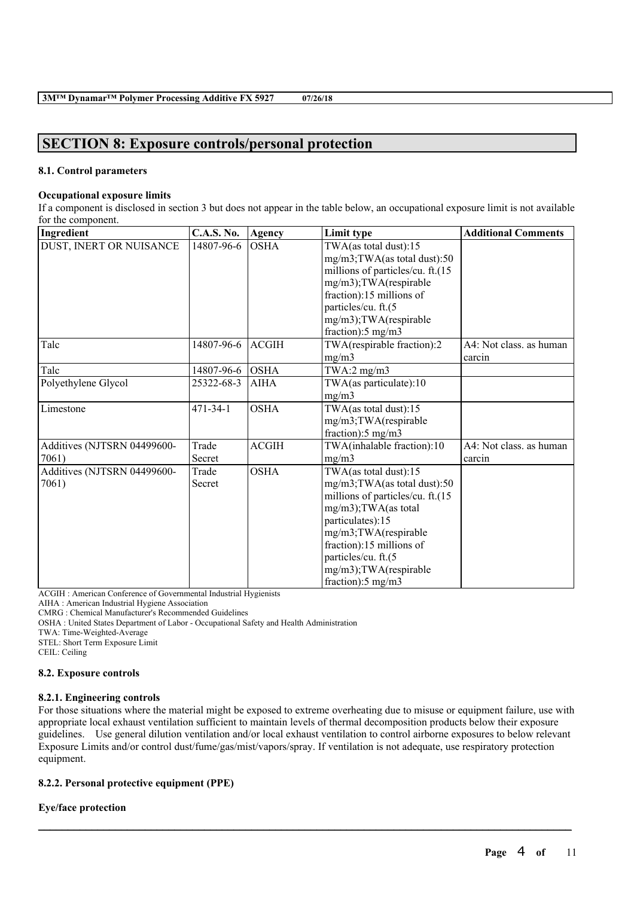## SECTION 8: Exposure controls/personal protection

### 8.1. Control parameters

**Occupational exposure limits**

If a component is disclosed in section 3 but does not appear in the table below, an occupational exposure limit is not available for the component.

| Ingredient | C.A.S. No. | Agency | Limit type | Additional Comments |
|---|---|---|---|---|
| DUST, INERT OR NUISANCE | 14807-96-6 | OSHA | TWA(as total dust):15 mg/m3;TWA(as total dust):50 millions of particles/cu. ft.(15 mg/m3);TWA(respirable fraction):15 millions of particles/cu. ft.(5 mg/m3);TWA(respirable fraction):5 mg/m3 | |
| Talc | 14807-96-6 | ACGIH | TWA(respirable fraction):2 mg/m3 | A4: Not class. as human carcin |
| Talc | 14807-96-6 | OSHA | TWA:2 mg/m3 | |
| Polyethylene Glycol | 25322-68-3 | AIHA | TWA(as particulate):10 mg/m3 | |
| Limestone | 471-34-1 | OSHA | TWA(as total dust):15 mg/m3;TWA(respirable fraction):5 mg/m3 | |
| Additives (NJTSRN 04499600-7061) | Trade Secret | ACGIH | TWA(inhalable fraction):10 mg/m3 | A4: Not class. as human carcin |
| Additives (NJTSRN 04499600-7061) | Trade Secret | OSHA | TWA(as total dust):15 mg/m3;TWA(as total dust):50 millions of particles/cu. ft.(15 mg/m3);TWA(as total particulates):15 mg/m3;TWA(respirable fraction):15 millions of particles/cu. ft.(5 mg/m3);TWA(respirable fraction):5 mg/m3 | |

ACGIH : American Conference of Governmental Industrial Hygienists
AIHA : American Industrial Hygiene Association
CMRG : Chemical Manufacturer's Recommended Guidelines
OSHA : United States Department of Labor - Occupational Safety and Health Administration
TWA: Time-Weighted-Average
STEL: Short Term Exposure Limit
CEIL: Ceiling

### 8.2. Exposure controls

#### 8.2.1. Engineering controls

For those situations where the material might be exposed to extreme overheating due to misuse or equipment failure, use with appropriate local exhaust ventilation sufficient to maintain levels of thermal decomposition products below their exposure guidelines. Use general dilution ventilation and/or local exhaust ventilation to control airborne exposures to below relevant Exposure Limits and/or control dust/fume/gas/mist/vapors/spray. If ventilation is not adequate, use respiratory protection equipment.

#### 8.2.2. Personal protective equipment (PPE)

**Eye/face protection**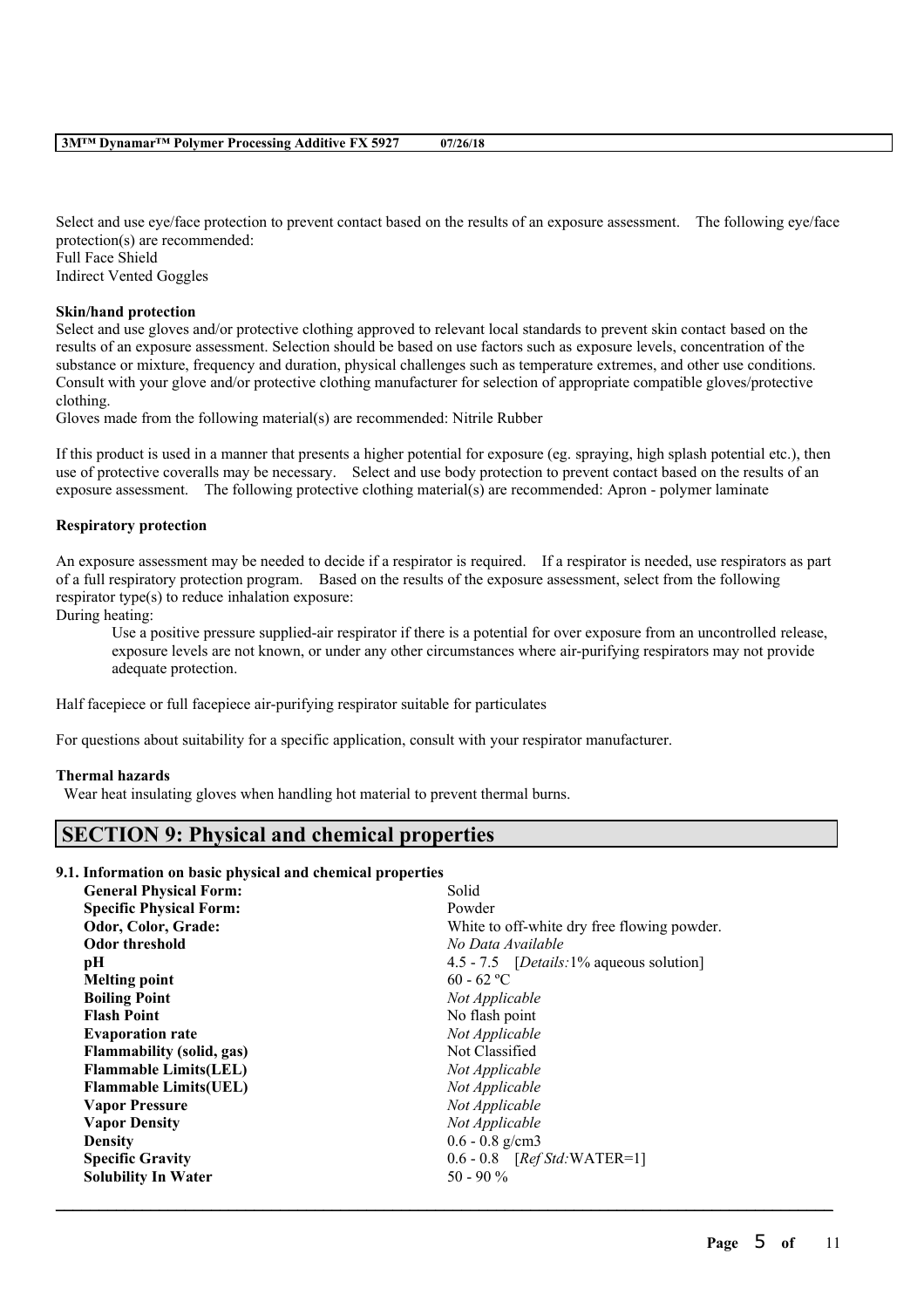Select and use eye/face protection to prevent contact based on the results of an exposure assessment. The following eye/face protection(s) are recommended:
Full Face Shield
Indirect Vented Goggles

**Skin/hand protection**

Select and use gloves and/or protective clothing approved to relevant local standards to prevent skin contact based on the results of an exposure assessment. Selection should be based on use factors such as exposure levels, concentration of the substance or mixture, frequency and duration, physical challenges such as temperature extremes, and other use conditions. Consult with your glove and/or protective clothing manufacturer for selection of appropriate compatible gloves/protective clothing.
Gloves made from the following material(s) are recommended: Nitrile Rubber

If this product is used in a manner that presents a higher potential for exposure (eg. spraying, high splash potential etc.), then use of protective coveralls may be necessary. Select and use body protection to prevent contact based on the results of an exposure assessment. The following protective clothing material(s) are recommended: Apron - polymer laminate

**Respiratory protection**

An exposure assessment may be needed to decide if a respirator is required. If a respirator is needed, use respirators as part of a full respiratory protection program. Based on the results of the exposure assessment, select from the following respirator type(s) to reduce inhalation exposure:
During heating:

Use a positive pressure supplied-air respirator if there is a potential for over exposure from an uncontrolled release, exposure levels are not known, or under any other circumstances where air-purifying respirators may not provide adequate protection.

Half facepiece or full facepiece air-purifying respirator suitable for particulates

For questions about suitability for a specific application, consult with your respirator manufacturer.

**Thermal hazards**

Wear heat insulating gloves when handling hot material to prevent thermal burns.

## SECTION 9: Physical and chemical properties

**9.1. Information on basic physical and chemical properties**

| | |
|---|---|
| **General Physical Form:** | Solid |
| **Specific Physical Form:** | Powder |
| **Odor, Color, Grade:** | White to off-white dry free flowing powder. |
| **Odor threshold** | *No Data Available* |
| **pH** | 4.5 - 7.5 [*Details:*1% aqueous solution] |
| **Melting point** | 60 - 62 ºC |
| **Boiling Point** | *Not Applicable* |
| **Flash Point** | No flash point |
| **Evaporation rate** | *Not Applicable* |
| **Flammability (solid, gas)** | Not Classified |
| **Flammable Limits(LEL)** | *Not Applicable* |
| **Flammable Limits(UEL)** | *Not Applicable* |
| **Vapor Pressure** | *Not Applicable* |
| **Vapor Density** | *Not Applicable* |
| **Density** | 0.6 - 0.8 g/cm3 |
| **Specific Gravity** | 0.6 - 0.8 [*Ref Std:*WATER=1] |
| **Solubility In Water** | 50 - 90 % |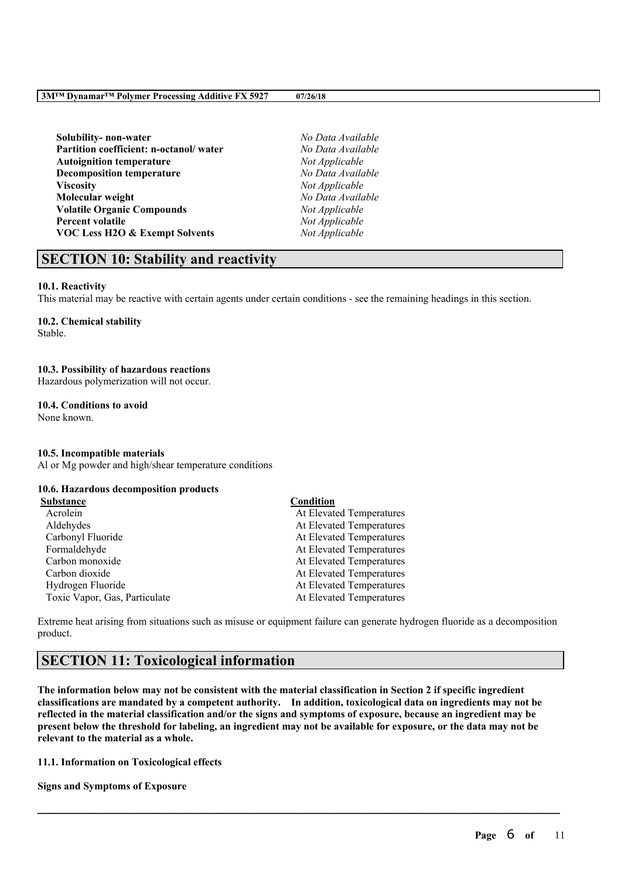| | |
|---|---|
| **Solubility- non-water** | *No Data Available* |
| **Partition coefficient: n-octanol/ water** | *No Data Available* |
| **Autoignition temperature** | *Not Applicable* |
| **Decomposition temperature** | *No Data Available* |
| **Viscosity** | *Not Applicable* |
| **Molecular weight** | *No Data Available* |
| **Volatile Organic Compounds** | *Not Applicable* |
| **Percent volatile** | *Not Applicable* |
| **VOC Less H2O & Exempt Solvents** | *Not Applicable* |

## SECTION 10: Stability and reactivity

**10.1. Reactivity**

This material may be reactive with certain agents under certain conditions - see the remaining headings in this section.

**10.2. Chemical stability**

Stable.

**10.3. Possibility of hazardous reactions**

Hazardous polymerization will not occur.

**10.4. Conditions to avoid**

None known.

**10.5. Incompatible materials**

Al or Mg powder and high/shear temperature conditions

**10.6. Hazardous decomposition products**

| Substance | Condition |
|---|---|
| Acrolein | At Elevated Temperatures |
| Aldehydes | At Elevated Temperatures |
| Carbonyl Fluoride | At Elevated Temperatures |
| Formaldehyde | At Elevated Temperatures |
| Carbon monoxide | At Elevated Temperatures |
| Carbon dioxide | At Elevated Temperatures |
| Hydrogen Fluoride | At Elevated Temperatures |
| Toxic Vapor, Gas, Particulate | At Elevated Temperatures |

Extreme heat arising from situations such as misuse or equipment failure can generate hydrogen fluoride as a decomposition product.

## SECTION 11: Toxicological information

**The information below may not be consistent with the material classification in Section 2 if specific ingredient classifications are mandated by a competent authority. In addition, toxicological data on ingredients may not be reflected in the material classification and/or the signs and symptoms of exposure, because an ingredient may be present below the threshold for labeling, an ingredient may not be available for exposure, or the data may not be relevant to the material as a whole.**

**11.1. Information on Toxicological effects**

**Signs and Symptoms of Exposure**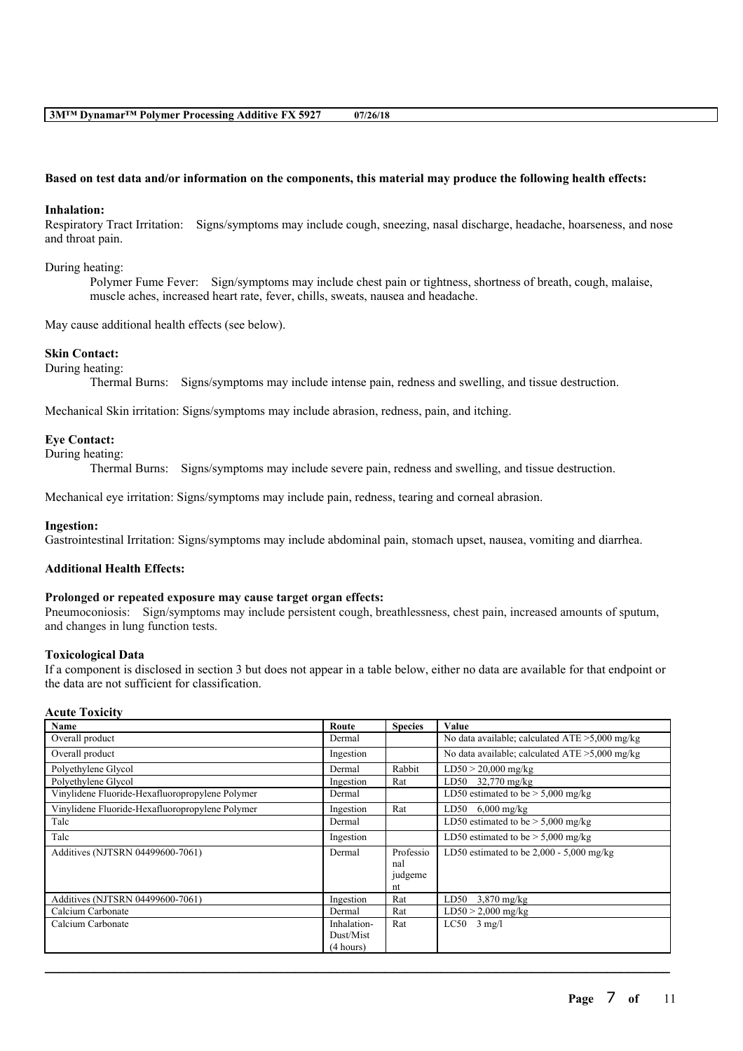**Based on test data and/or information on the components, this material may produce the following health effects:**

**Inhalation:**
Respiratory Tract Irritation: Signs/symptoms may include cough, sneezing, nasal discharge, headache, hoarseness, and nose and throat pain.

During heating:

Polymer Fume Fever: Sign/symptoms may include chest pain or tightness, shortness of breath, cough, malaise, muscle aches, increased heart rate, fever, chills, sweats, nausea and headache.

May cause additional health effects (see below).

**Skin Contact:**
During heating:

Thermal Burns: Signs/symptoms may include intense pain, redness and swelling, and tissue destruction.

Mechanical Skin irritation: Signs/symptoms may include abrasion, redness, pain, and itching.

**Eye Contact:**
During heating:

Thermal Burns: Signs/symptoms may include severe pain, redness and swelling, and tissue destruction.

Mechanical eye irritation: Signs/symptoms may include pain, redness, tearing and corneal abrasion.

**Ingestion:**
Gastrointestinal Irritation: Signs/symptoms may include abdominal pain, stomach upset, nausea, vomiting and diarrhea.

**Additional Health Effects:**

**Prolonged or repeated exposure may cause target organ effects:**
Pneumoconiosis: Sign/symptoms may include persistent cough, breathlessness, chest pain, increased amounts of sputum, and changes in lung function tests.

**Toxicological Data**
If a component is disclosed in section 3 but does not appear in a table below, either no data are available for that endpoint or the data are not sufficient for classification.

**Acute Toxicity**

| Name | Route | Species | Value |
|---|---|---|---|
| Overall product | Dermal | | No data available; calculated ATE >5,000 mg/kg |
| Overall product | Ingestion | | No data available; calculated ATE >5,000 mg/kg |
| Polyethylene Glycol | Dermal | Rabbit | LD50 > 20,000 mg/kg |
| Polyethylene Glycol | Ingestion | Rat | LD50 32,770 mg/kg |
| Vinylidene Fluoride-Hexafluoropropylene Polymer | Dermal | | LD50 estimated to be > 5,000 mg/kg |
| Vinylidene Fluoride-Hexafluoropropylene Polymer | Ingestion | Rat | LD50 6,000 mg/kg |
| Talc | Dermal | | LD50 estimated to be > 5,000 mg/kg |
| Talc | Ingestion | | LD50 estimated to be > 5,000 mg/kg |
| Additives (NJTSRN 04499600-7061) | Dermal | Professional judgement | LD50 estimated to be 2,000 - 5,000 mg/kg |
| Additives (NJTSRN 04499600-7061) | Ingestion | Rat | LD50 3,870 mg/kg |
| Calcium Carbonate | Dermal | Rat | LD50 > 2,000 mg/kg |
| Calcium Carbonate | Inhalation-Dust/Mist (4 hours) | Rat | LC50 3 mg/l |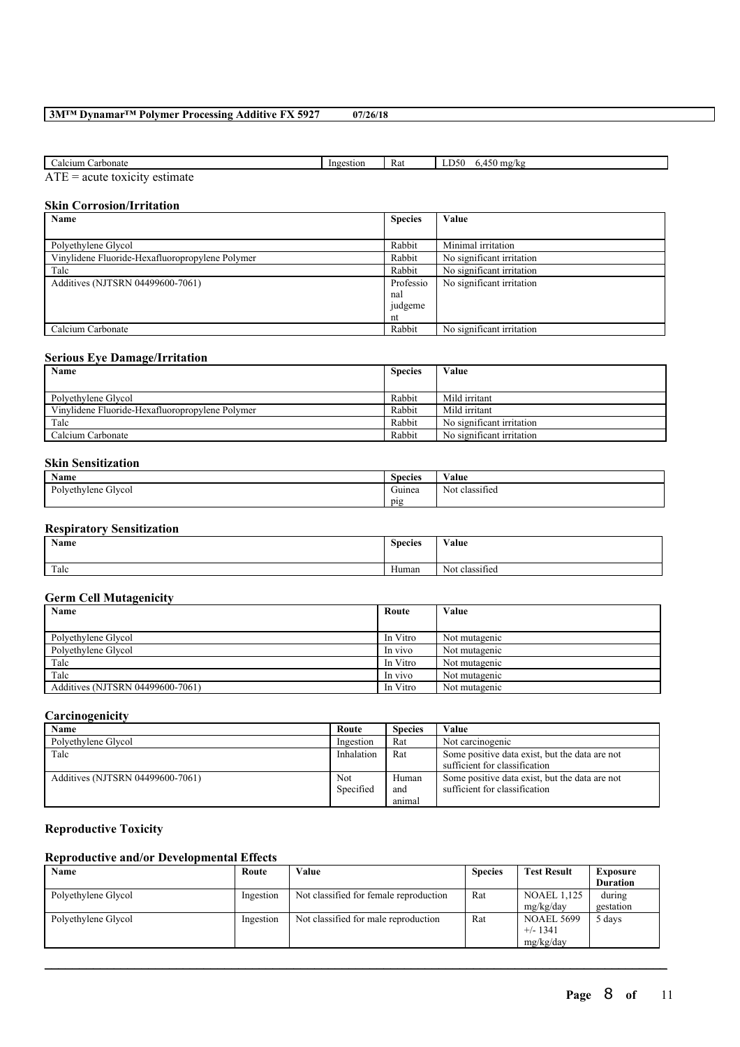| Calcium Carbonate | Ingestion | Rat | LD50 6,450 mg/kg |
|---|---|---|---|

ATE = acute toxicity estimate

### Skin Corrosion/Irritation

| Name | Species | Value |
|---|---|---|
| Polyethylene Glycol | Rabbit | Minimal irritation |
| Vinylidene Fluoride-Hexafluoropropylene Polymer | Rabbit | No significant irritation |
| Talc | Rabbit | No significant irritation |
| Additives (NJTSRN 04499600-7061) | Professional judgement | No significant irritation |
| Calcium Carbonate | Rabbit | No significant irritation |

### Serious Eye Damage/Irritation

| Name | Species | Value |
|---|---|---|
| Polyethylene Glycol | Rabbit | Mild irritant |
| Vinylidene Fluoride-Hexafluoropropylene Polymer | Rabbit | Mild irritant |
| Talc | Rabbit | No significant irritation |
| Calcium Carbonate | Rabbit | No significant irritation |

### Skin Sensitization

| Name | Species | Value |
|---|---|---|
| Polyethylene Glycol | Guinea pig | Not classified |

### Respiratory Sensitization

| Name | Species | Value |
|---|---|---|
| Talc | Human | Not classified |

### Germ Cell Mutagenicity

| Name | Route | Value |
|---|---|---|
| Polyethylene Glycol | In Vitro | Not mutagenic |
| Polyethylene Glycol | In vivo | Not mutagenic |
| Talc | In Vitro | Not mutagenic |
| Talc | In vivo | Not mutagenic |
| Additives (NJTSRN 04499600-7061) | In Vitro | Not mutagenic |

### Carcinogenicity

| Name | Route | Species | Value |
|---|---|---|---|
| Polyethylene Glycol | Ingestion | Rat | Not carcinogenic |
| Talc | Inhalation | Rat | Some positive data exist, but the data are not sufficient for classification |
| Additives (NJTSRN 04499600-7061) | Not Specified | Human and animal | Some positive data exist, but the data are not sufficient for classification |

### Reproductive Toxicity

### Reproductive and/or Developmental Effects

| Name | Route | Value | Species | Test Result | Exposure Duration |
|---|---|---|---|---|---|
| Polyethylene Glycol | Ingestion | Not classified for female reproduction | Rat | NOAEL 1,125 mg/kg/day | during gestation |
| Polyethylene Glycol | Ingestion | Not classified for male reproduction | Rat | NOAEL 5699 +/- 1341 mg/kg/day | 5 days |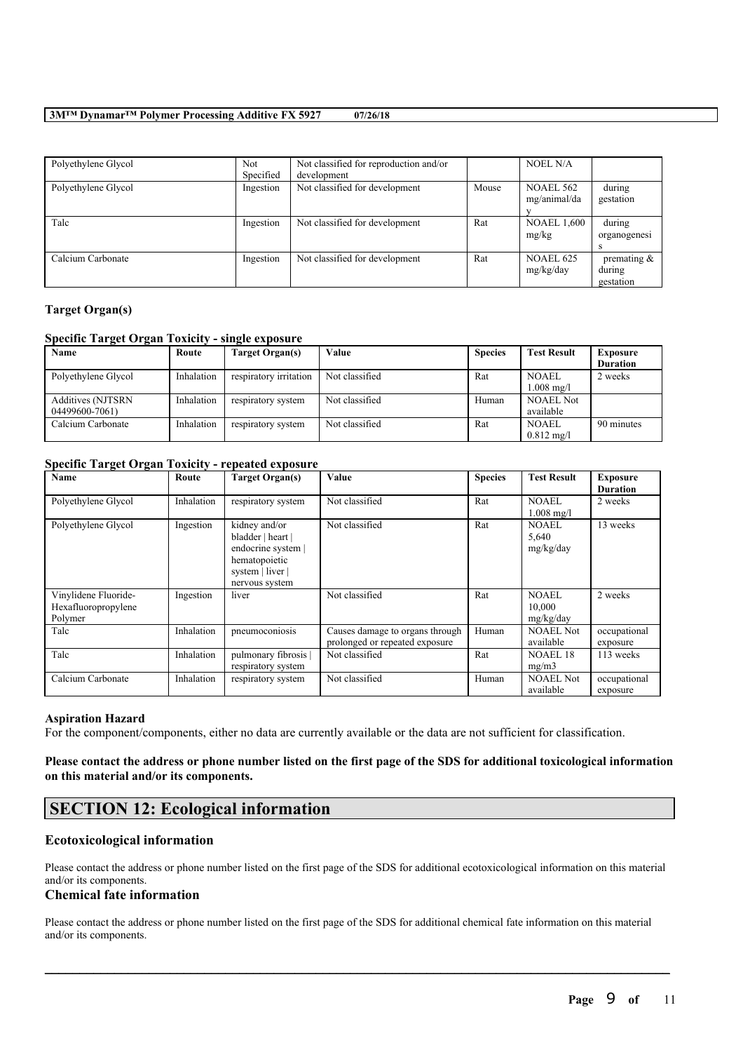| Polyethylene Glycol | Not Specified | Not classified for reproduction and/or development | | NOEL N/A | |
|---|---|---|---|---|---|
| Polyethylene Glycol | Ingestion | Not classified for development | Mouse | NOAEL 562 mg/animal/day | during gestation |
| Talc | Ingestion | Not classified for development | Rat | NOAEL 1,600 mg/kg | during organogenesis |
| Calcium Carbonate | Ingestion | Not classified for development | Rat | NOAEL 625 mg/kg/day | premating & during gestation |

### Target Organ(s)

#### Specific Target Organ Toxicity - single exposure

| Name | Route | Target Organ(s) | Value | Species | Test Result | Exposure Duration |
|---|---|---|---|---|---|---|
| Polyethylene Glycol | Inhalation | respiratory irritation | Not classified | Rat | NOAEL 1.008 mg/l | 2 weeks |
| Additives (NJTSRN 04499600-7061) | Inhalation | respiratory system | Not classified | Human | NOAEL Not available | |
| Calcium Carbonate | Inhalation | respiratory system | Not classified | Rat | NOAEL 0.812 mg/l | 90 minutes |

#### Specific Target Organ Toxicity - repeated exposure

| Name | Route | Target Organ(s) | Value | Species | Test Result | Exposure Duration |
|---|---|---|---|---|---|---|
| Polyethylene Glycol | Inhalation | respiratory system | Not classified | Rat | NOAEL 1.008 mg/l | 2 weeks |
| Polyethylene Glycol | Ingestion | kidney and/or bladder \| heart \| endocrine system \| hematopoietic system \| liver \| nervous system | Not classified | Rat | NOAEL 5,640 mg/kg/day | 13 weeks |
| Vinylidene Fluoride-Hexafluoropropylene Polymer | Ingestion | liver | Not classified | Rat | NOAEL 10,000 mg/kg/day | 2 weeks |
| Talc | Inhalation | pneumoconiosis | Causes damage to organs through prolonged or repeated exposure | Human | NOAEL Not available | occupational exposure |
| Talc | Inhalation | pulmonary fibrosis \| respiratory system | Not classified | Rat | NOAEL 18 mg/m3 | 113 weeks |
| Calcium Carbonate | Inhalation | respiratory system | Not classified | Human | NOAEL Not available | occupational exposure |

### Aspiration Hazard

For the component/components, either no data are currently available or the data are not sufficient for classification.

**Please contact the address or phone number listed on the first page of the SDS for additional toxicological information on this material and/or its components.**

## SECTION 12: Ecological information

### Ecotoxicological information

Please contact the address or phone number listed on the first page of the SDS for additional ecotoxicological information on this material and/or its components.

### Chemical fate information

Please contact the address or phone number listed on the first page of the SDS for additional chemical fate information on this material and/or its components.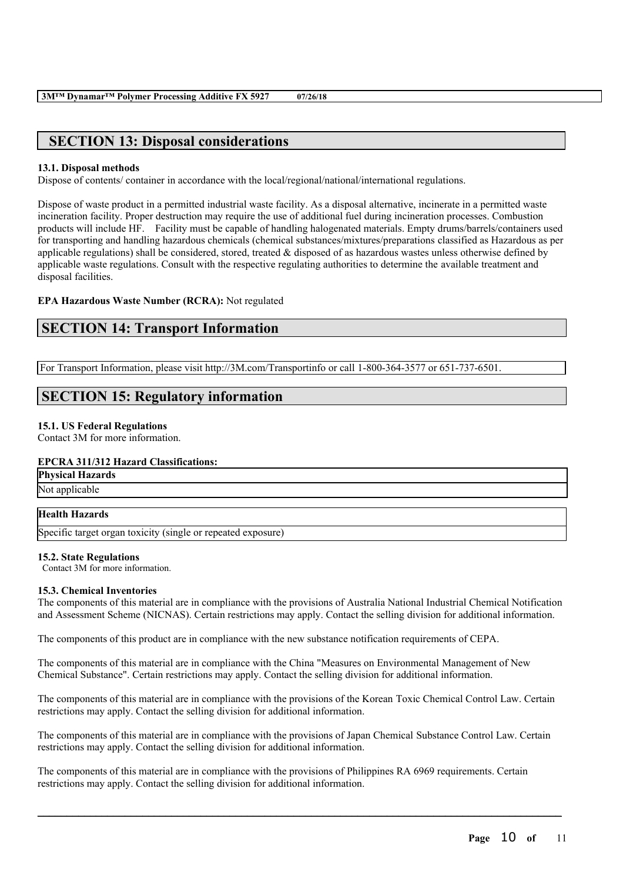## SECTION 13: Disposal considerations

**13.1. Disposal methods**

Dispose of contents/ container in accordance with the local/regional/national/international regulations.

Dispose of waste product in a permitted industrial waste facility. As a disposal alternative, incinerate in a permitted waste incineration facility. Proper destruction may require the use of additional fuel during incineration processes. Combustion products will include HF. Facility must be capable of handling halogenated materials. Empty drums/barrels/containers used for transporting and handling hazardous chemicals (chemical substances/mixtures/preparations classified as Hazardous as per applicable regulations) shall be considered, stored, treated & disposed of as hazardous wastes unless otherwise defined by applicable waste regulations. Consult with the respective regulating authorities to determine the available treatment and disposal facilities.

**EPA Hazardous Waste Number (RCRA):** Not regulated

## SECTION 14: Transport Information

For Transport Information, please visit http://3M.com/Transportinfo or call 1-800-364-3577 or 651-737-6501.

## SECTION 15: Regulatory information

**15.1. US Federal Regulations**

Contact 3M for more information.

**EPCRA 311/312 Hazard Classifications:**

| Physical Hazards |
| --- |
| Not applicable |

| Health Hazards |
| --- |
| Specific target organ toxicity (single or repeated exposure) |

**15.2. State Regulations**

Contact 3M for more information.

**15.3. Chemical Inventories**

The components of this material are in compliance with the provisions of Australia National Industrial Chemical Notification and Assessment Scheme (NICNAS). Certain restrictions may apply. Contact the selling division for additional information.

The components of this product are in compliance with the new substance notification requirements of CEPA.

The components of this material are in compliance with the China "Measures on Environmental Management of New Chemical Substance". Certain restrictions may apply. Contact the selling division for additional information.

The components of this material are in compliance with the provisions of the Korean Toxic Chemical Control Law. Certain restrictions may apply. Contact the selling division for additional information.

The components of this material are in compliance with the provisions of Japan Chemical Substance Control Law. Certain restrictions may apply. Contact the selling division for additional information.

The components of this material are in compliance with the provisions of Philippines RA 6969 requirements. Certain restrictions may apply. Contact the selling division for additional information.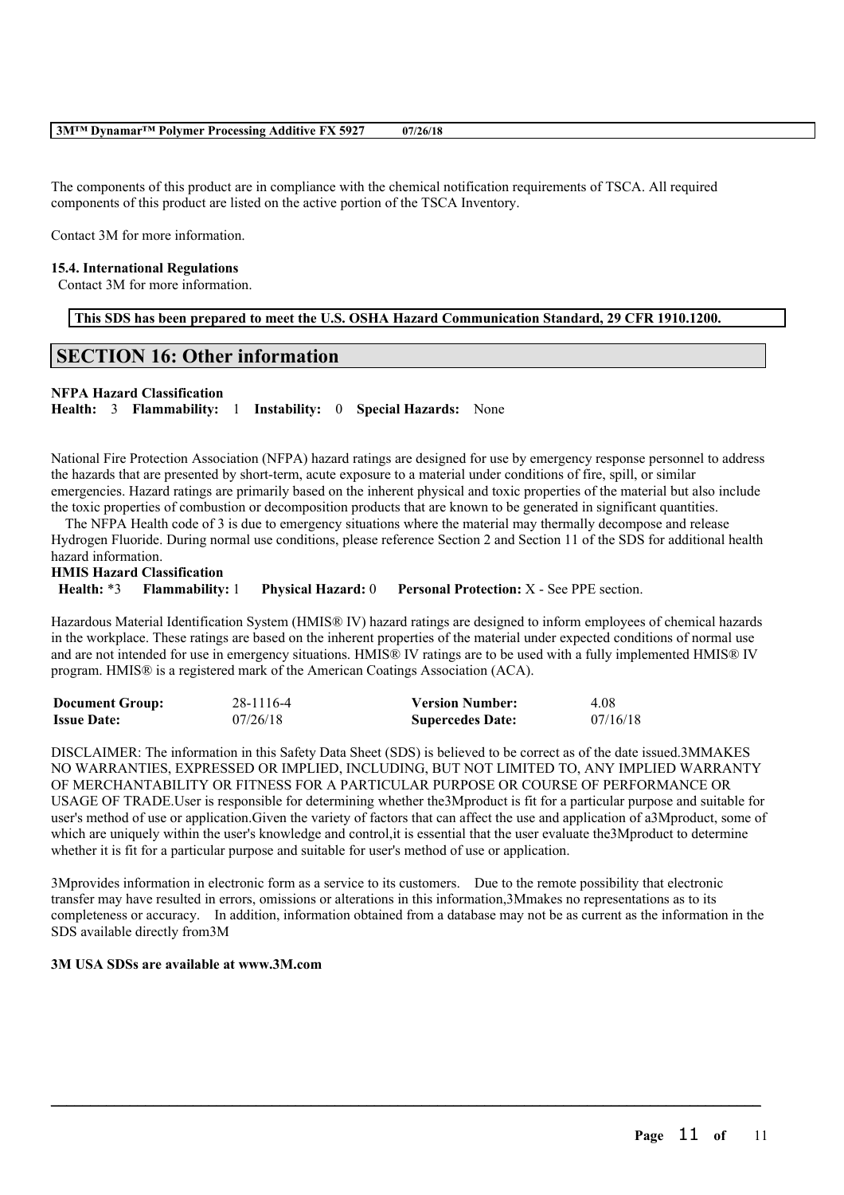The components of this product are in compliance with the chemical notification requirements of TSCA. All required components of this product are listed on the active portion of the TSCA Inventory.

Contact 3M for more information.

**15.4. International Regulations**

Contact 3M for more information.

**This SDS has been prepared to meet the U.S. OSHA Hazard Communication Standard, 29 CFR 1910.1200.**

## SECTION 16: Other information

**NFPA Hazard Classification**

**Health:** 3 **Flammability:** 1 **Instability:** 0 **Special Hazards:** None

National Fire Protection Association (NFPA) hazard ratings are designed for use by emergency response personnel to address the hazards that are presented by short-term, acute exposure to a material under conditions of fire, spill, or similar emergencies. Hazard ratings are primarily based on the inherent physical and toxic properties of the material but also include the toxic properties of combustion or decomposition products that are known to be generated in significant quantities.

The NFPA Health code of 3 is due to emergency situations where the material may thermally decompose and release Hydrogen Fluoride. During normal use conditions, please reference Section 2 and Section 11 of the SDS for additional health hazard information.

**HMIS Hazard Classification**

**Health:** *3 **Flammability:** 1 **Physical Hazard:** 0 **Personal Protection:** X - See PPE section.

Hazardous Material Identification System (HMIS® IV) hazard ratings are designed to inform employees of chemical hazards in the workplace. These ratings are based on the inherent properties of the material under expected conditions of normal use and are not intended for use in emergency situations. HMIS® IV ratings are to be used with a fully implemented HMIS® IV program. HMIS® is a registered mark of the American Coatings Association (ACA).

| | | | |
|---|---|---|---|
| **Document Group:** | 28-1116-4 | **Version Number:** | 4.08 |
| **Issue Date:** | 07/26/18 | **Supercedes Date:** | 07/16/18 |

DISCLAIMER: The information in this Safety Data Sheet (SDS) is believed to be correct as of the date issued.3MMAKES NO WARRANTIES, EXPRESSED OR IMPLIED, INCLUDING, BUT NOT LIMITED TO, ANY IMPLIED WARRANTY OF MERCHANTABILITY OR FITNESS FOR A PARTICULAR PURPOSE OR COURSE OF PERFORMANCE OR USAGE OF TRADE.User is responsible for determining whether the3Mproduct is fit for a particular purpose and suitable for user's method of use or application.Given the variety of factors that can affect the use and application of a3Mproduct, some of which are uniquely within the user's knowledge and control,it is essential that the user evaluate the3Mproduct to determine whether it is fit for a particular purpose and suitable for user's method of use or application.

3Mprovides information in electronic form as a service to its customers. Due to the remote possibility that electronic transfer may have resulted in errors, omissions or alterations in this information,3Mmakes no representations as to its completeness or accuracy. In addition, information obtained from a database may not be as current as the information in the SDS available directly from3M

**3M USA SDSs are available at www.3M.com**